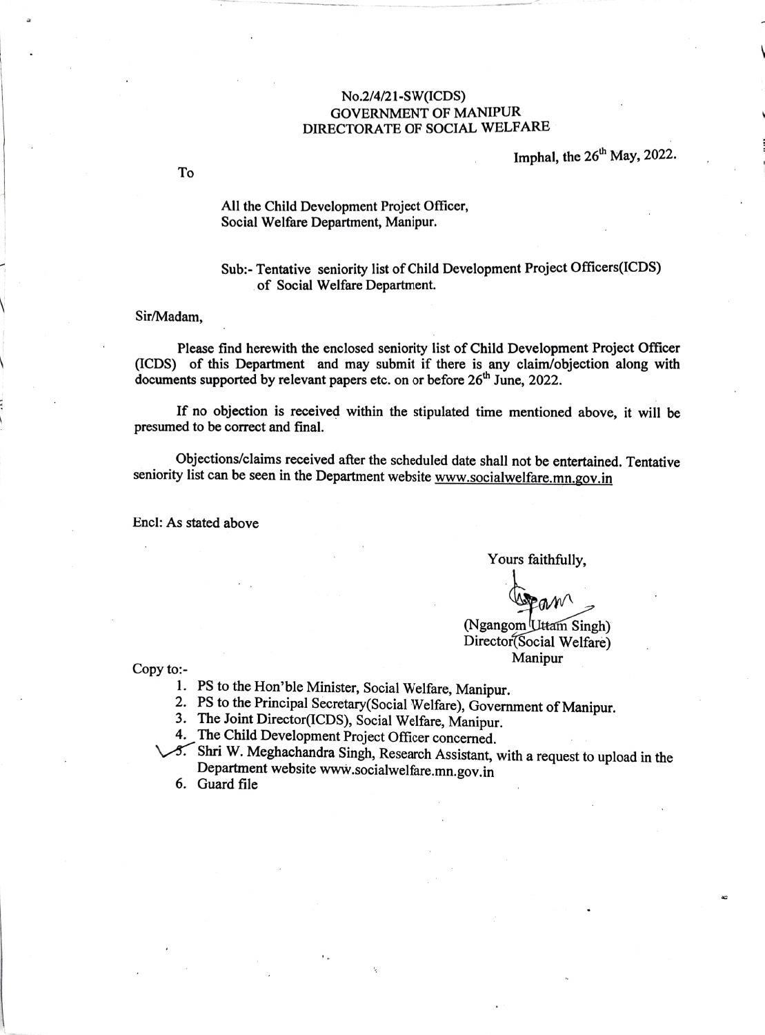No.2/4/21-SW(ICDS)
GOVERNMENT OF MANIPUR
DIRECTORATE OF SOCIAL WELFARE

Imphal, the 26th May, 2022.

To

All the Child Development Project Officer,
Social Welfare Department, Manipur.

Sub:- Tentative seniority list of Child Development Project Officers(ICDS) of Social Welfare Department.

Sir/Madam,

Please find herewith the enclosed seniority list of Child Development Project Officer (ICDS) of this Department and may submit if there is any claim/objection along with documents supported by relevant papers etc. on or before 26th June, 2022.

If no objection is received within the stipulated time mentioned above, it will be presumed to be correct and final.

Objections/claims received after the scheduled date shall not be entertained. Tentative seniority list can be seen in the Department website www.socialwelfare.mn.gov.in

Encl: As stated above

Yours faithfully,

(Ngangom Uttam Singh)
Director(Social Welfare)
Manipur

Copy to:-

1. PS to the Hon'ble Minister, Social Welfare, Manipur.
2. PS to the Principal Secretary(Social Welfare), Government of Manipur.
3. The Joint Director(ICDS), Social Welfare, Manipur.
4. The Child Development Project Officer concerned.
5. Shri W. Meghachandra Singh, Research Assistant, with a request to upload in the Department website www.socialwelfare.mn.gov.in
6. Guard file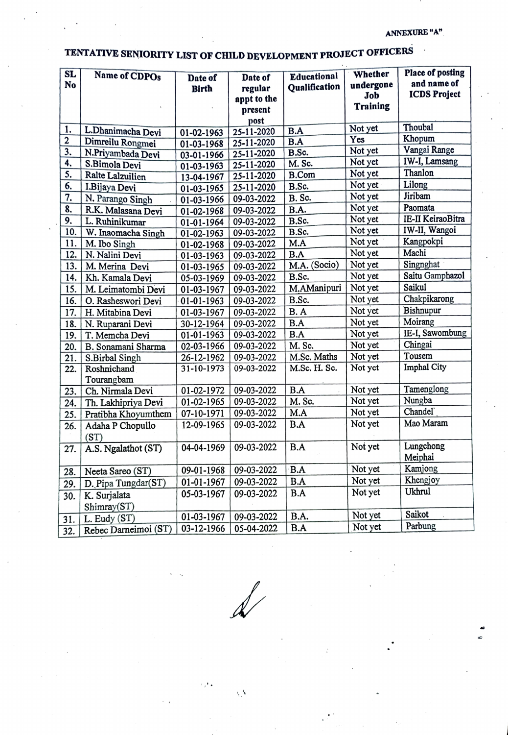ANNEXURE "A"

# TENTATIVE SENIORITY LIST OF CHILD DEVELOPMENT PROJECT OFFICERS

| SL No | Name of CDPOs | Date of Birth | Date of regular appt to the present post | Educational Qualification | Whether undergone Job Training | Place of posting and name of ICDS Project |
|---|---|---|---|---|---|---|
| 1. | L.Dhanimacha Devi | 01-02-1963 | 25-11-2020 | B.A | Not yet | Thoubal |
| 2 | Dimreilu Rongmei | 01-03-1968 | 25-11-2020 | B.A | Yes | Khopum |
| 3. | N.Priyambada Devi | 03-01-1966 | 25-11-2020 | B.Sc. | Not yet | Vangai Range |
| 4. | S.Bimola Devi | 01-03-1963 | 25-11-2020 | M. Sc. | Not yet | IW-I, Lamsang |
| 5. | Ralte Lalzuilien | 13-04-1967 | 25-11-2020 | B.Com | Not yet | Thanlon |
| 6. | I.Bijaya Devi | 01-03-1965 | 25-11-2020 | B.Sc. | Not yet | Lilong |
| 7. | N. Parango Singh | 01-03-1966 | 09-03-2022 | B. Sc. | Not yet | Jiribam |
| 8. | R.K. Malasana Devi | 01-02-1968 | 09-03-2022 | B.A. | Not yet | Paomata |
| 9. | L. Ruhinikumar | 01-01-1964 | 09-03-2022 | B.Sc. | Not yet | IE-II KeiraoBitra |
| 10. | W. Inaomacha Singh | 01-02-1963 | 09-03-2022 | B.Sc. | Not yet | IW-II, Wangoi |
| 11. | M. Ibo Singh | 01-02-1968 | 09-03-2022 | M.A | Not yet | Kangpokpi |
| 12. | N. Nalini Devi | 01-03-1963 | 09-03-2022 | B.A | Not yet | Machi |
| 13. | M. Merina Devi | 01-03-1965 | 09-03-2022 | M.A. (Socio) | Not yet | Singnghat |
| 14. | Kh. Kamala Devi | 05-03-1969 | 09-03-2022 | B.Sc. | Not yet | Saitu Gamphazol |
| 15. | M. Leimatombi Devi | 01-03-1967 | 09-03-2022 | M.AManipuri | Not yet | Saikul |
| 16. | O. Rasheswori Devi | 01-01-1963 | 09-03-2022 | B.Sc. | Not yet | Chakpikarong |
| 17. | H. Mitabina Devi | 01-03-1967 | 09-03-2022 | B. A | Not yet | Bishnupur |
| 18. | N. Ruparani Devi | 30-12-1964 | 09-03-2022 | B.A | Not yet | Moirang |
| 19. | T. Memcha Devi | 01-01-1963 | 09-03-2022 | B.A | Not yet | IE-I, Sawombung |
| 20. | B. Sonamani Sharma | 02-03-1966 | 09-03-2022 | M. Sc. | Not yet | Chingai |
| 21. | S.Birbal Singh | 26-12-1962 | 09-03-2022 | M.Sc. Maths | Not yet | Tousem |
| 22. | Roshnichand Tourangbam | 31-10-1973 | 09-03-2022 | M.Sc. H. Sc. | Not yet | Imphal City |
| 23. | Ch. Nirmala Devi | 01-02-1972 | 09-03-2022 | B.A | Not yet | Tamenglong |
| 24. | Th. Lakhipriya Devi | 01-02-1965 | 09-03-2022 | M. Sc. | Not yet | Nungba |
| 25. | Pratibha Khoyumthem | 07-10-1971 | 09-03-2022 | M.A | Not yet | Chandel |
| 26. | Adaha P Chopullo (ST) | 12-09-1965 | 09-03-2022 | B.A | Not yet | Mao Maram |
| 27. | A.S. Ngalathot (ST) | 04-04-1969 | 09-03-2022 | B.A | Not yet | Lungchong Meiphai |
| 28. | Neeta Sareo (ST) | 09-01-1968 | 09-03-2022 | B.A | Not yet | Kamjong |
| 29. | D. Pipa Tungdar(ST) | 01-01-1967 | 09-03-2022 | B.A | Not yet | Khengjoy |
| 30. | K. Surjalata Shimray(ST) | 05-03-1967 | 09-03-2022 | B.A | Not yet | Ukhrul |
| 31. | L. Eudy (ST) | 01-03-1967 | 09-03-2022 | B.A. | Not yet | Saikot |
| 32. | Rebec Darneimoi (ST) | 03-12-1966 | 05-04-2022 | B.A | Not yet | Parbung |